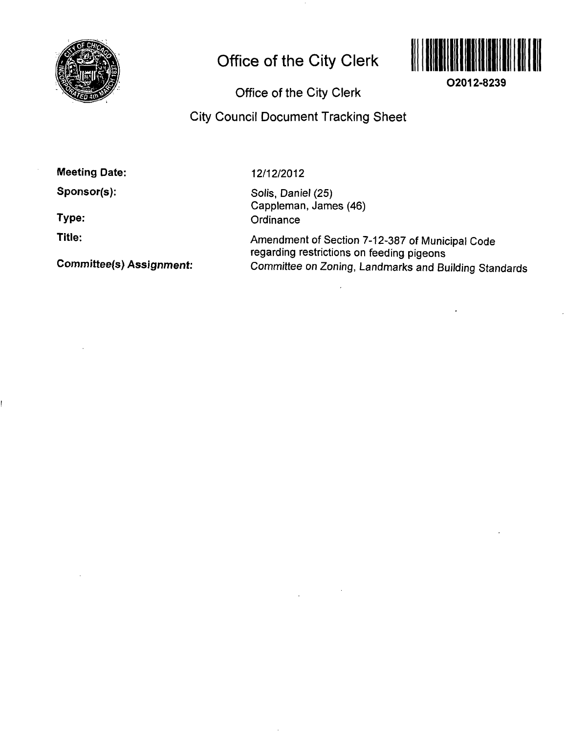# Office of the City Clerk

O2012-8239

Office of the City Clerk

City Council Document Tracking Sheet

**Meeting Date:** 12/12/2012

**Sponsor(s):** Solis, Daniel (25)
Cappleman, James (46)

**Type:** Ordinance

**Title:** Amendment of Section 7-12-387 of Municipal Code regarding restrictions on feeding pigeons

**Committee(s) Assignment:** *Committee on Zoning, Landmarks and Building Standards*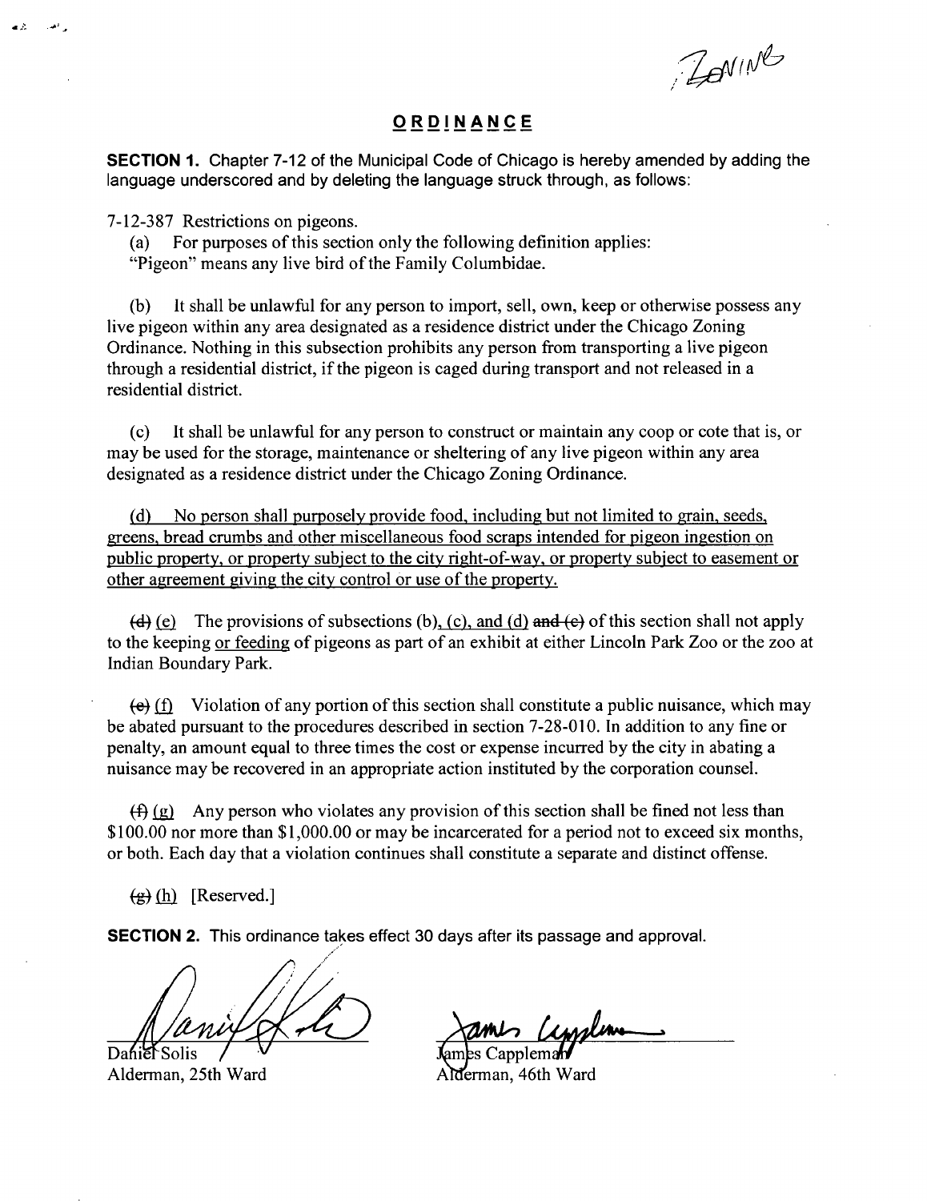Zoning

# ORDINANCE

**SECTION 1.** Chapter 7-12 of the Municipal Code of Chicago is hereby amended by adding the language underscored and by deleting the language struck through, as follows:

7-12-387 Restrictions on pigeons.

(a) For purposes of this section only the following definition applies:
"Pigeon" means any live bird of the Family Columbidae.

(b) It shall be unlawful for any person to import, sell, own, keep or otherwise possess any live pigeon within any area designated as a residence district under the Chicago Zoning Ordinance. Nothing in this subsection prohibits any person from transporting a live pigeon through a residential district, if the pigeon is caged during transport and not released in a residential district.

(c) It shall be unlawful for any person to construct or maintain any coop or cote that is, or may be used for the storage, maintenance or sheltering of any live pigeon within any area designated as a residence district under the Chicago Zoning Ordinance.

<u>(d) No person shall purposely provide food, including but not limited to grain, seeds, greens, bread crumbs and other miscellaneous food scraps intended for pigeon ingestion on public property, or property subject to the city right-of-way, or property subject to easement or other agreement giving the city control or use of the property.</u>

~~(d)~~ <u>(e)</u> The provisions of subsections (b)<u>, (c), and (d)</u> ~~and (c)~~ of this section shall not apply to the keeping <u>or feeding</u> of pigeons as part of an exhibit at either Lincoln Park Zoo or the zoo at Indian Boundary Park.

~~(e)~~ <u>(f)</u> Violation of any portion of this section shall constitute a public nuisance, which may be abated pursuant to the procedures described in section 7-28-010. In addition to any fine or penalty, an amount equal to three times the cost or expense incurred by the city in abating a nuisance may be recovered in an appropriate action instituted by the corporation counsel.

~~(f)~~ <u>(g)</u> Any person who violates any provision of this section shall be fined not less than $100.00 nor more than $1,000.00 or may be incarcerated for a period not to exceed six months, or both. Each day that a violation continues shall constitute a separate and distinct offense.

~~(g)~~ <u>(h)</u> [Reserved.]

**SECTION 2.** This ordinance takes effect 30 days after its passage and approval.

Daniel Solis
Alderman, 25th Ward

James Cappleman
Alderman, 46th Ward